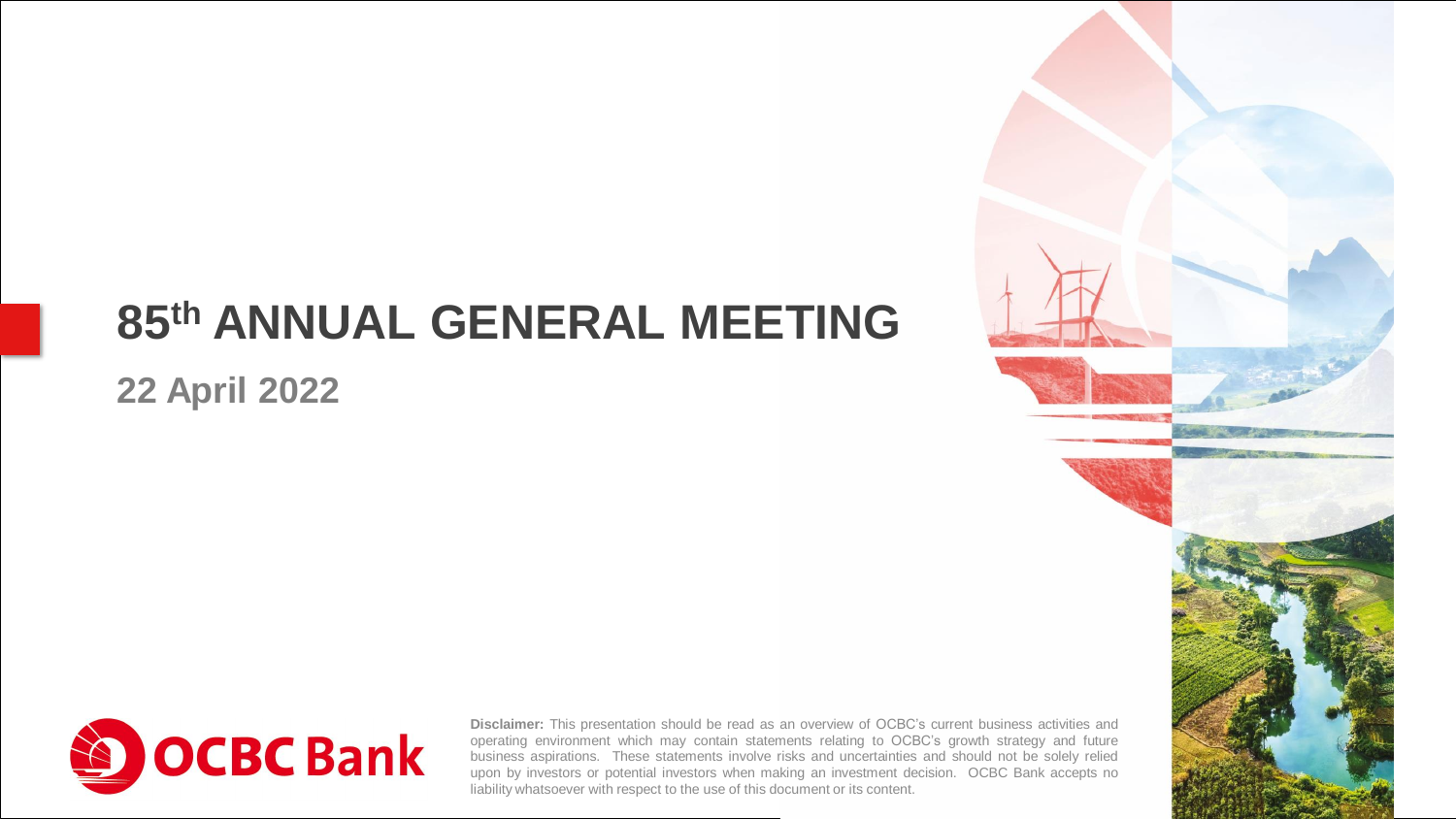# 85th ANNUAL GENERAL MEETING

## 22 April 2022

OCBC Bank

**Disclaimer:** This presentation should be read as an overview of OCBC's current business activities and operating environment which may contain statements relating to OCBC's growth strategy and future business aspirations. These statements involve risks and uncertainties and should not be solely relied upon by investors or potential investors when making an investment decision. OCBC Bank accepts no liability whatsoever with respect to the use of this document or its content.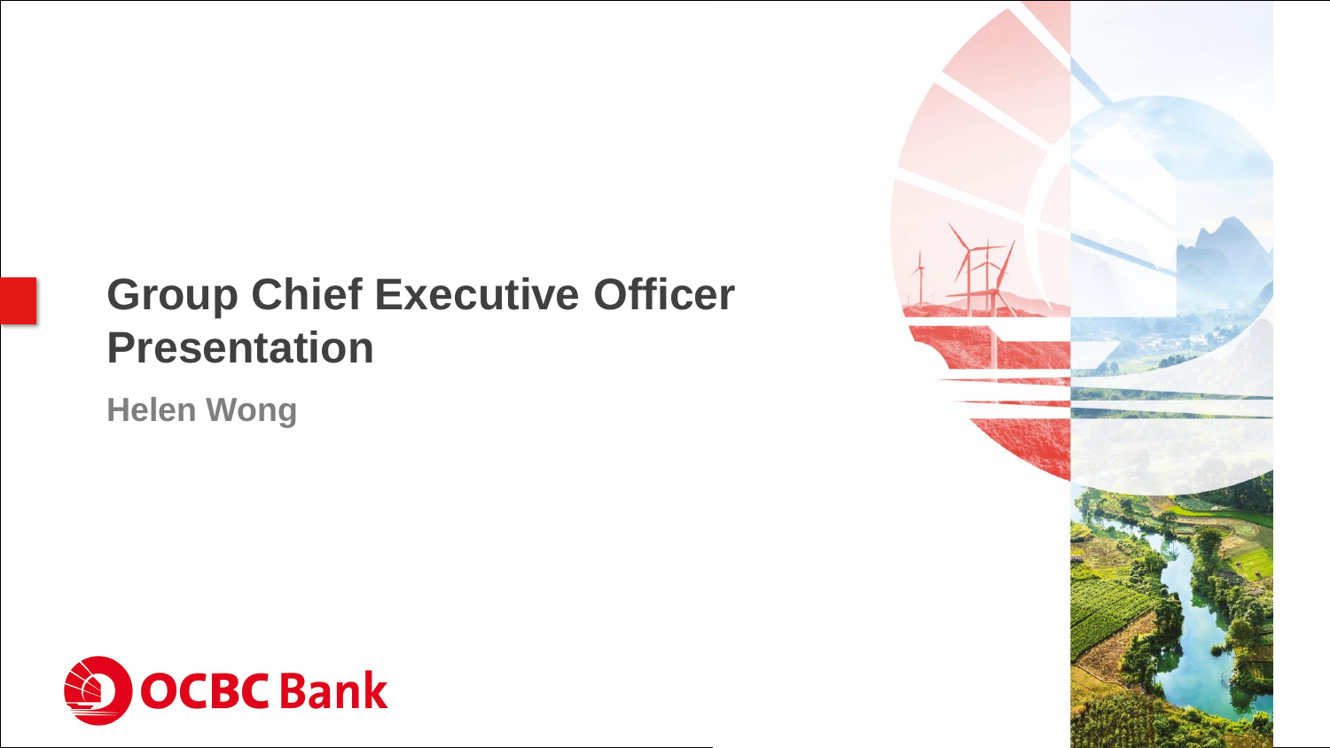# Group Chief Executive Officer Presentation

**Helen Wong**

OCBC Bank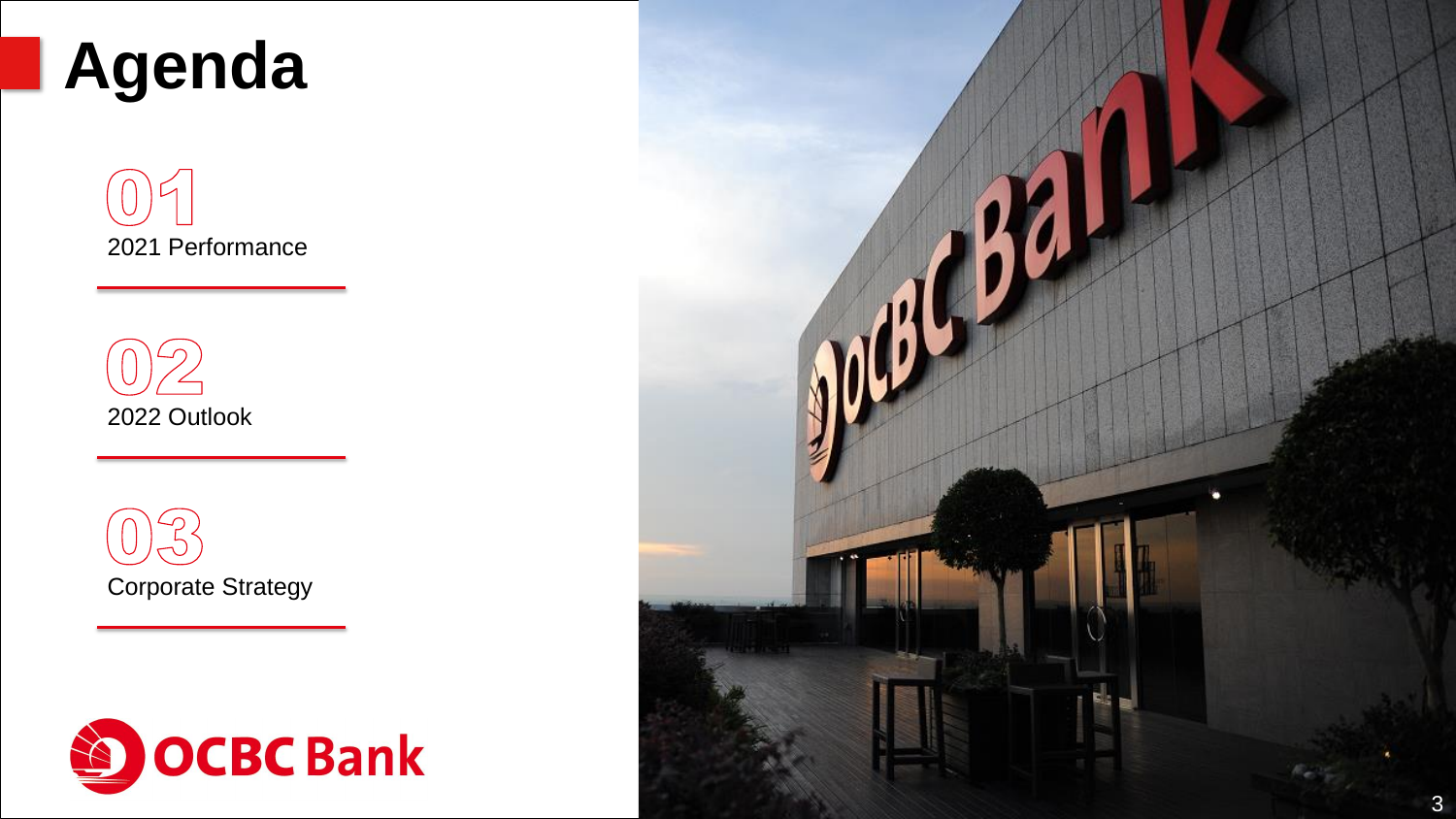# Agenda

01
2021 Performance

02
2022 Outlook

03
Corporate Strategy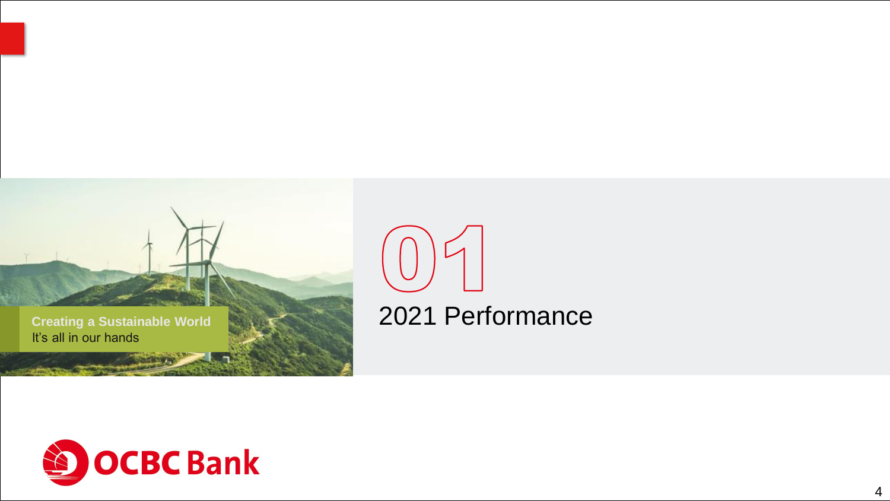Creating a Sustainable World
It's all in our hands

# 01

## 2021 Performance

OCBC Bank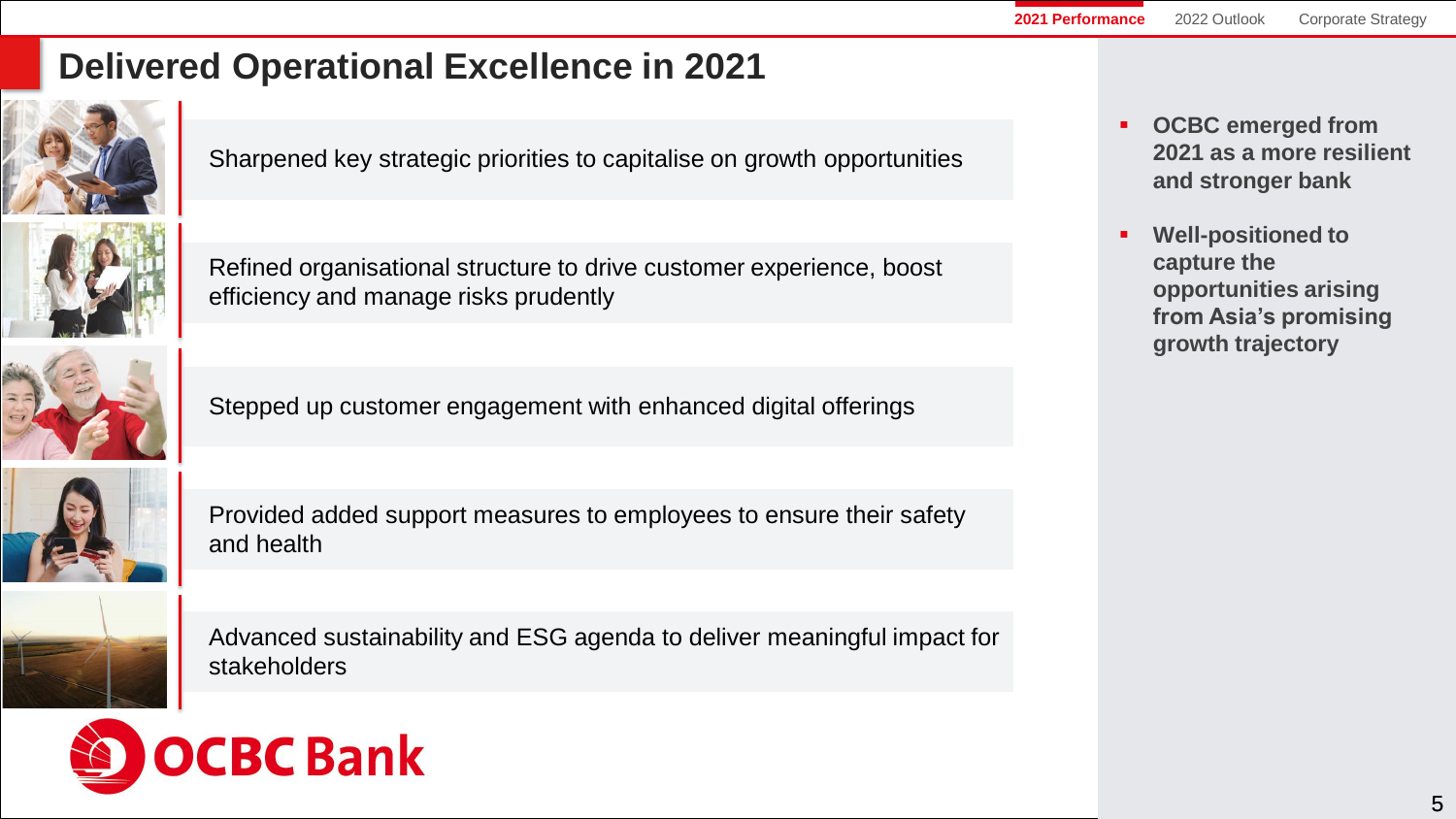# Delivered Operational Excellence in 2021

Sharpened key strategic priorities to capitalise on growth opportunities

Refined organisational structure to drive customer experience, boost efficiency and manage risks prudently

Stepped up customer engagement with enhanced digital offerings

Provided added support measures to employees to ensure their safety and health

Advanced sustainability and ESG agenda to deliver meaningful impact for stakeholders

- **OCBC emerged from 2021 as a more resilient and stronger bank**
- **Well-positioned to capture the opportunities arising from Asia's promising growth trajectory**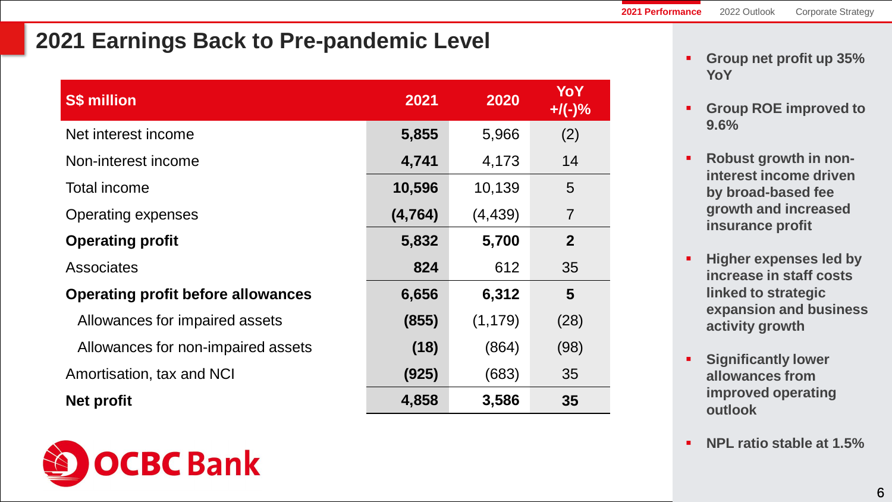## 2021 Earnings Back to Pre-pandemic Level

| S$ million | 2021 | 2020 | YoY +/(-)% |
|---|---|---|---|
| Net interest income | **5,855** | 5,966 | (2) |
| Non-interest income | **4,741** | 4,173 | 14 |
| Total income | **10,596** | 10,139 | 5 |
| Operating expenses | **(4,764)** | (4,439) | 7 |
| **Operating profit** | **5,832** | **5,700** | **2** |
| Associates | **824** | 612 | 35 |
| **Operating profit before allowances** | **6,656** | **6,312** | **5** |
| Allowances for impaired assets | **(855)** | (1,179) | (28) |
| Allowances for non-impaired assets | **(18)** | (864) | (98) |
| Amortisation, tax and NCI | **(925)** | (683) | 35 |
| **Net profit** | **4,858** | **3,586** | **35** |

- **Group net profit up 35% YoY**
- **Group ROE improved to 9.6%**
- **Robust growth in non-interest income driven by broad-based fee growth and increased insurance profit**
- **Higher expenses led by increase in staff costs linked to strategic expansion and business activity growth**
- **Significantly lower allowances from improved operating outlook**
- **NPL ratio stable at 1.5%**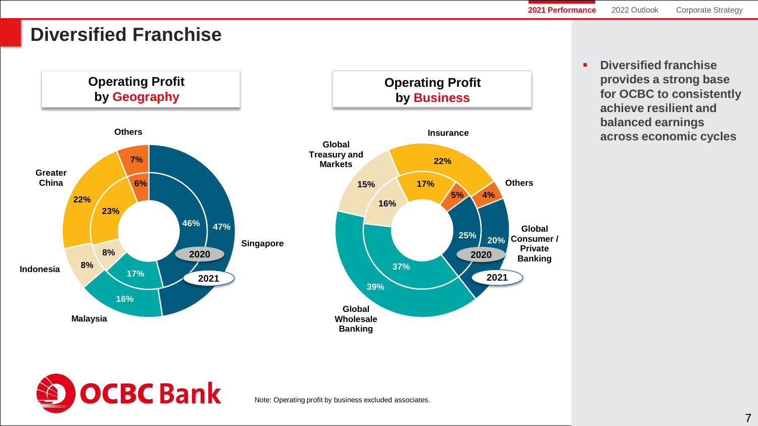# Diversified Franchise

## Operating Profit by Geography

| Geography | 2020 | 2021 |
| --- | --- | --- |
| Singapore | 46% | 47% |
| Malaysia | 17% | 16% |
| Indonesia | 8% | 8% |
| Greater China | 23% | 22% |
| Others | 6% | 7% |

## Operating Profit by Business

| Business | 2020 | 2021 |
| --- | --- | --- |
| Global Wholesale Banking | 37% | 39% |
| Global Consumer / Private Banking | 25% | 20% |
| Global Treasury and Markets | 16% | 15% |
| Insurance | 17% | 22% |
| Others | 5% | 4% |

- **Diversified franchise provides a strong base for OCBC to consistently achieve resilient and balanced earnings across economic cycles**

OCBC Bank

Note: Operating profit by business excluded associates.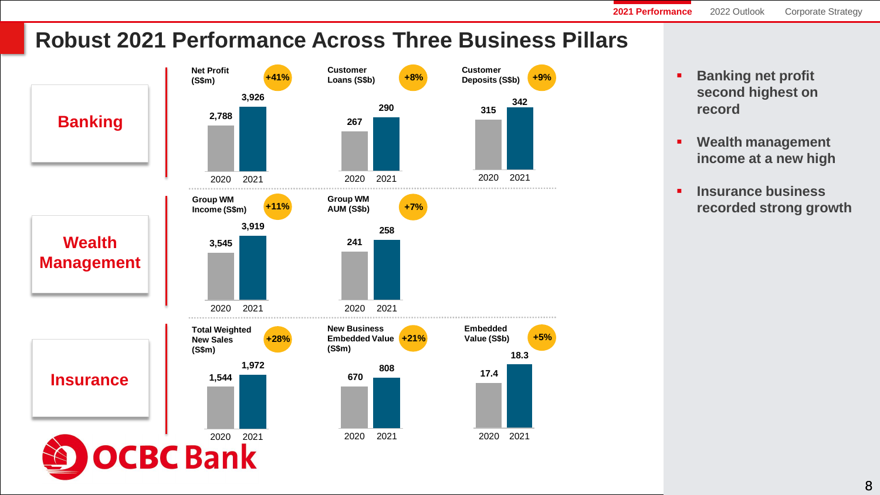# Robust 2021 Performance Across Three Business Pillars

## Banking

| Metric | 2020 | 2021 | Change |
|---|---|---|---|
| Net Profit (S$m) | 2,788 | 3,926 | +41% |
| Customer Loans (S$b) | 267 | 290 | +8% |
| Customer Deposits (S$b) | 315 | 342 | +9% |

## Wealth Management

| Metric | 2020 | 2021 | Change |
|---|---|---|---|
| Group WM Income (S$m) | 3,545 | 3,919 | +11% |
| Group WM AUM (S$b) | 241 | 258 | +7% |

## Insurance

| Metric | 2020 | 2021 | Change |
|---|---|---|---|
| Total Weighted New Sales (S$m) | 1,544 | 1,972 | +28% |
| New Business Embedded Value (S$m) | 670 | 808 | +21% |
| Embedded Value (S$b) | 17.4 | 18.3 | +5% |

- **Banking net profit second highest on record**
- **Wealth management income at a new high**
- **Insurance business recorded strong growth**

OCBC Bank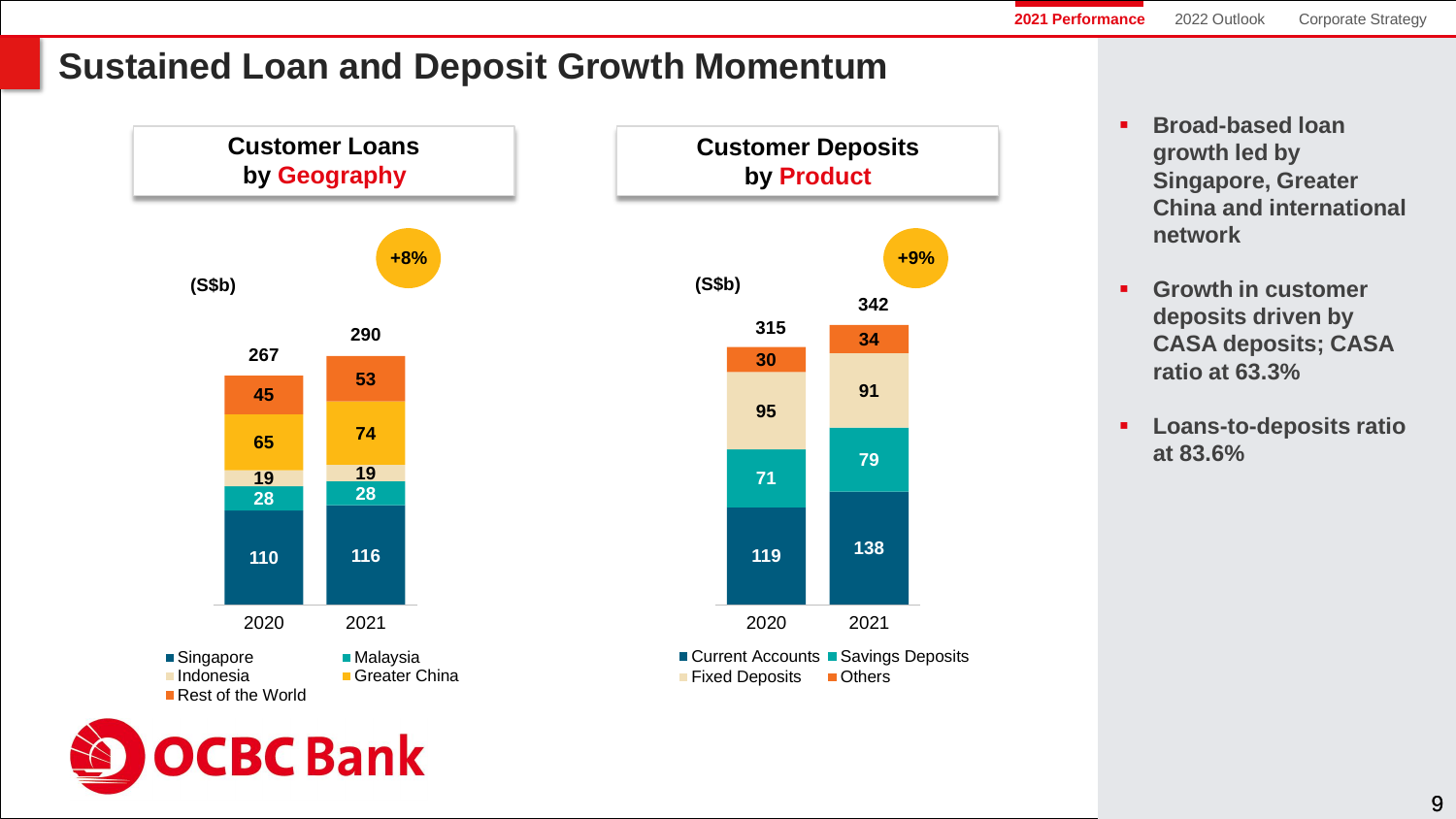# Sustained Loan and Deposit Growth Momentum

## Customer Loans by Geography

(S$b) — +8%

| | 2020 | 2021 |
|---|---|---|
| Singapore | 110 | 116 |
| Malaysia | 28 | 28 |
| Indonesia | 19 | 19 |
| Greater China | 65 | 74 |
| Rest of the World | 45 | 53 |
| **Total** | **267** | **290** |

## Customer Deposits by Product

(S$b) — +9%

| | 2020 | 2021 |
|---|---|---|
| Current Accounts | 119 | 138 |
| Savings Deposits | 71 | 79 |
| Fixed Deposits | 95 | 91 |
| Others | 30 | 34 |
| **Total** | **315** | **342** |

- **Broad-based loan growth led by Singapore, Greater China and international network**
- **Growth in customer deposits driven by CASA deposits; CASA ratio at 63.3%**
- **Loans-to-deposits ratio at 83.6%**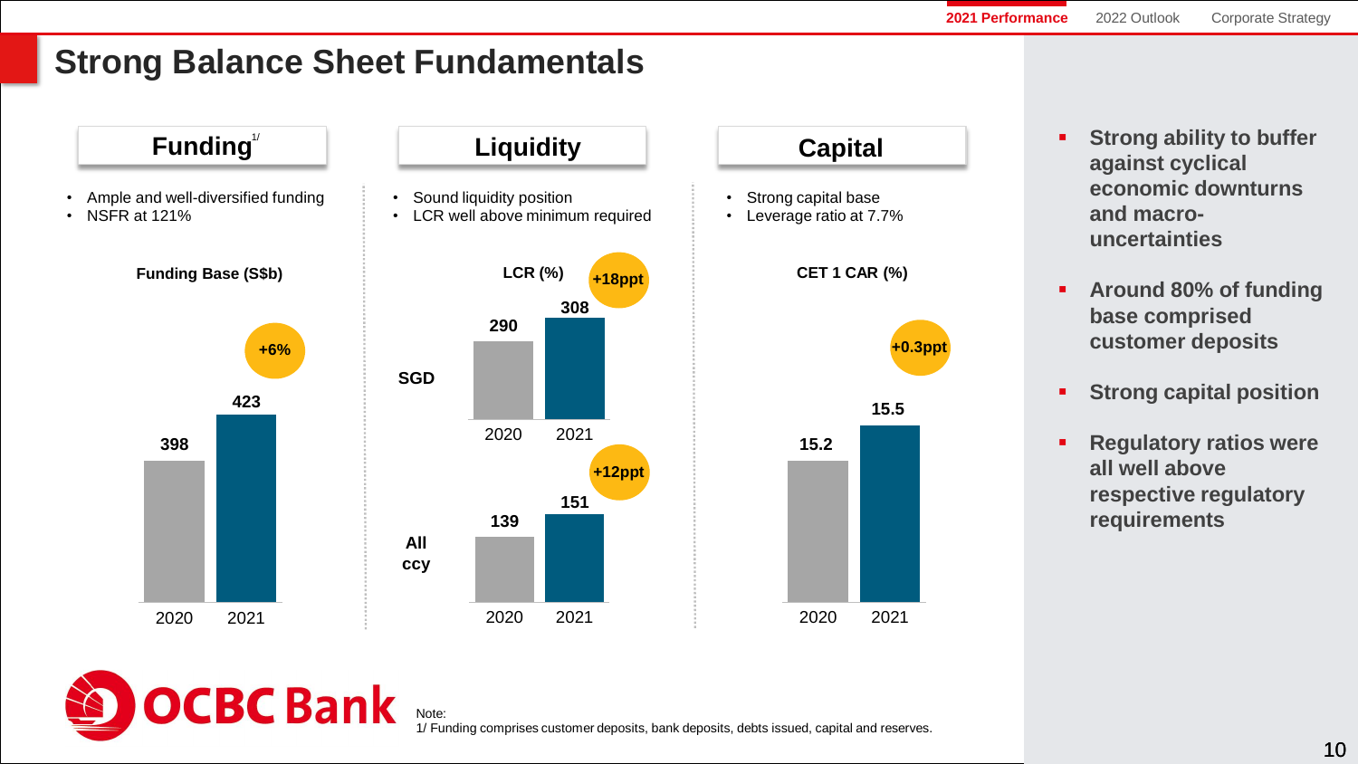# Strong Balance Sheet Fundamentals

## Funding[1]

- Ample and well-diversified funding
- NSFR at 121%

**Funding Base (S$b)**

| | 2020 | 2021 | Change |
|---|---|---|---|
| Funding Base | 398 | 423 | +6% |

## Liquidity

- Sound liquidity position
- LCR well above minimum required

**LCR (%)**

| | 2020 | 2021 | Change |
|---|---|---|---|
| SGD | 290 | 308 | +18ppt |
| All ccy | 139 | 151 | +12ppt |

## Capital

- Strong capital base
- Leverage ratio at 7.7%

**CET 1 CAR (%)**

| | 2020 | 2021 | Change |
|---|---|---|---|
| CET 1 CAR | 15.2 | 15.5 | +0.3ppt |

- **Strong ability to buffer against cyclical economic downturns and macro-uncertainties**
- **Around 80% of funding base comprised customer deposits**
- **Strong capital position**
- **Regulatory ratios were all well above respective regulatory requirements**

Note:
1/ Funding comprises customer deposits, bank deposits, debts issued, capital and reserves.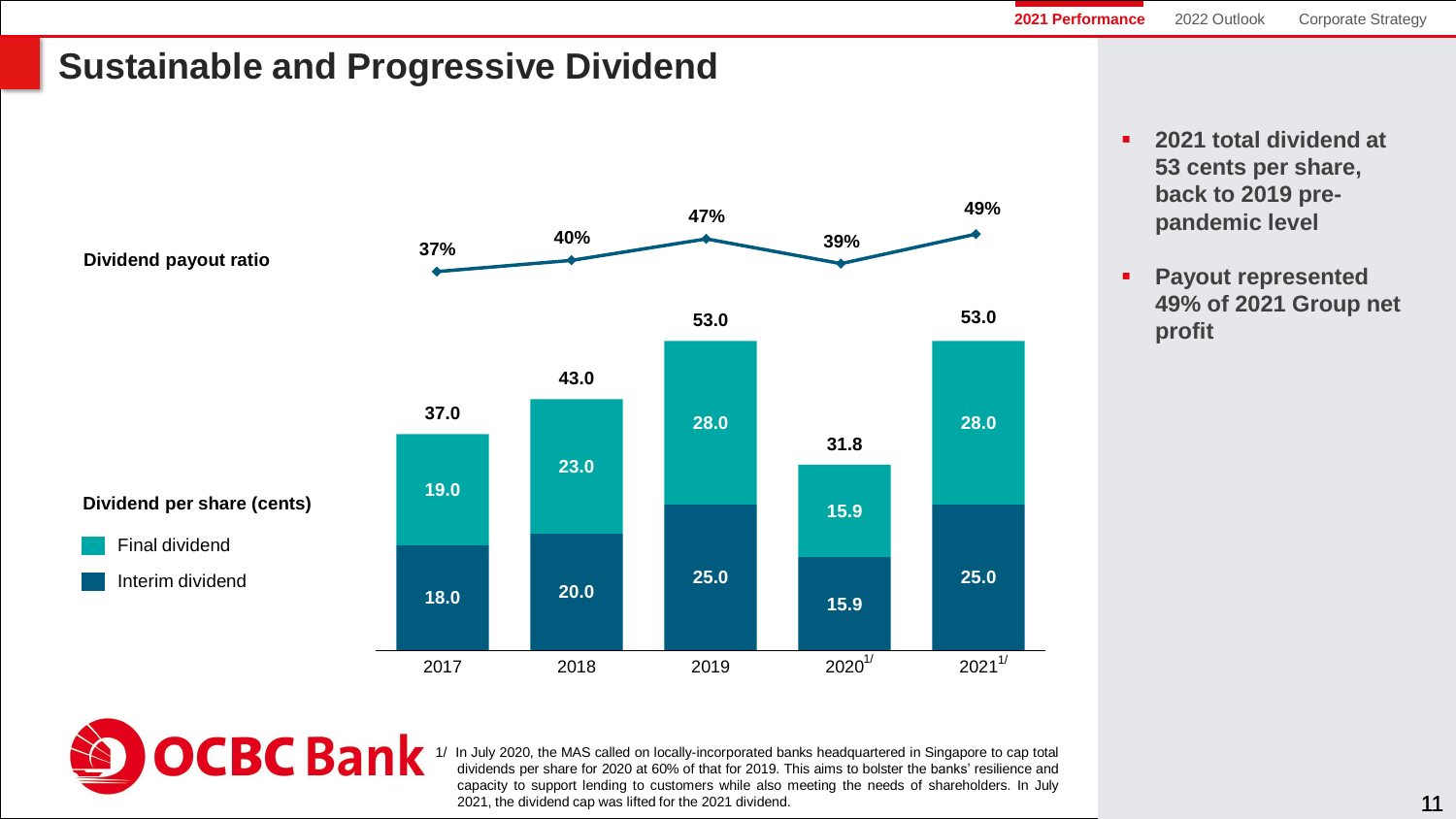# Sustainable and Progressive Dividend

| | 2017 | 2018 | 2019 | 2020[1/] | 2021[1/] |
|---|---|---|---|---|---|
| Dividend payout ratio | 37% | 40% | 47% | 39% | 49% |
| Final dividend (cents) | 19.0 | 23.0 | 28.0 | 15.9 | 28.0 |
| Interim dividend (cents) | 18.0 | 20.0 | 25.0 | 15.9 | 25.0 |
| Dividend per share (cents) | 37.0 | 43.0 | 53.0 | 31.8 | 53.0 |

- **2021 total dividend at 53 cents per share, back to 2019 pre-pandemic level**
- **Payout represented 49% of 2021 Group net profit**

1/ In July 2020, the MAS called on locally-incorporated banks headquartered in Singapore to cap total dividends per share for 2020 at 60% of that for 2019. This aims to bolster the banks' resilience and capacity to support lending to customers while also meeting the needs of shareholders. In July 2021, the dividend cap was lifted for the 2021 dividend.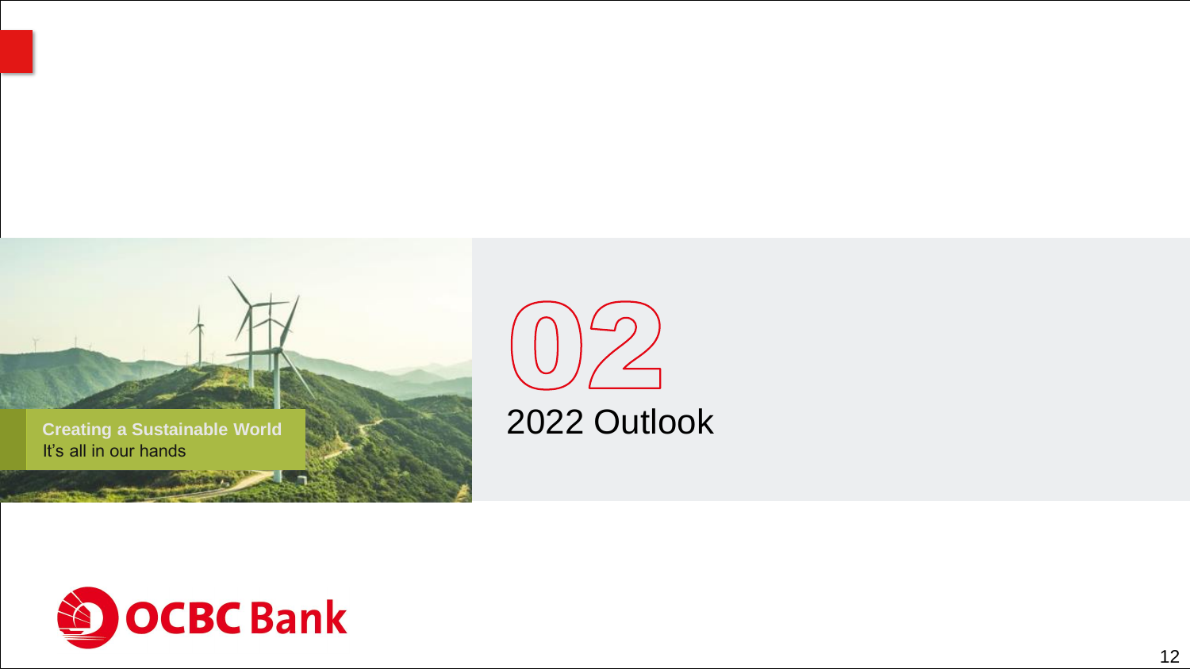Creating a Sustainable World
It's all in our hands

# 02

# 2022 Outlook

OCBC Bank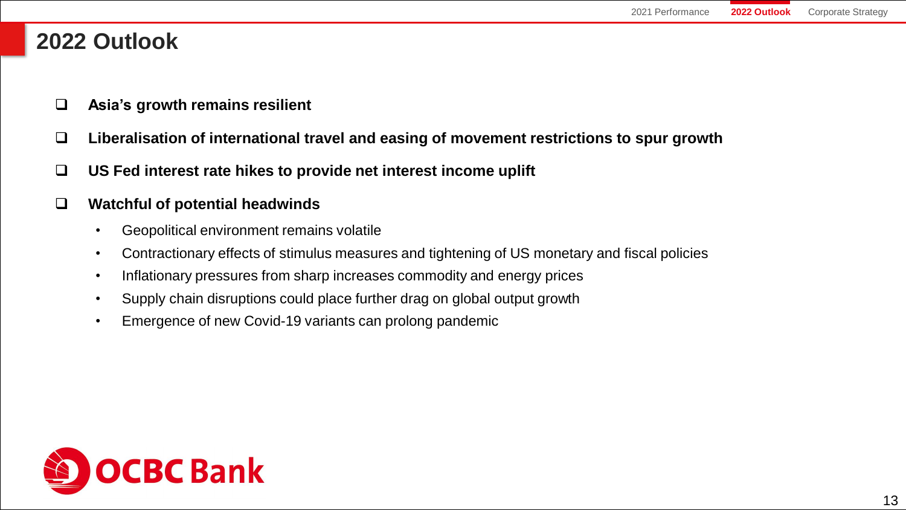# 2022 Outlook

- **Asia's growth remains resilient**
- **Liberalisation of international travel and easing of movement restrictions to spur growth**
- **US Fed interest rate hikes to provide net interest income uplift**
- **Watchful of potential headwinds**
  - Geopolitical environment remains volatile
  - Contractionary effects of stimulus measures and tightening of US monetary and fiscal policies
  - Inflationary pressures from sharp increases commodity and energy prices
  - Supply chain disruptions could place further drag on global output growth
  - Emergence of new Covid-19 variants can prolong pandemic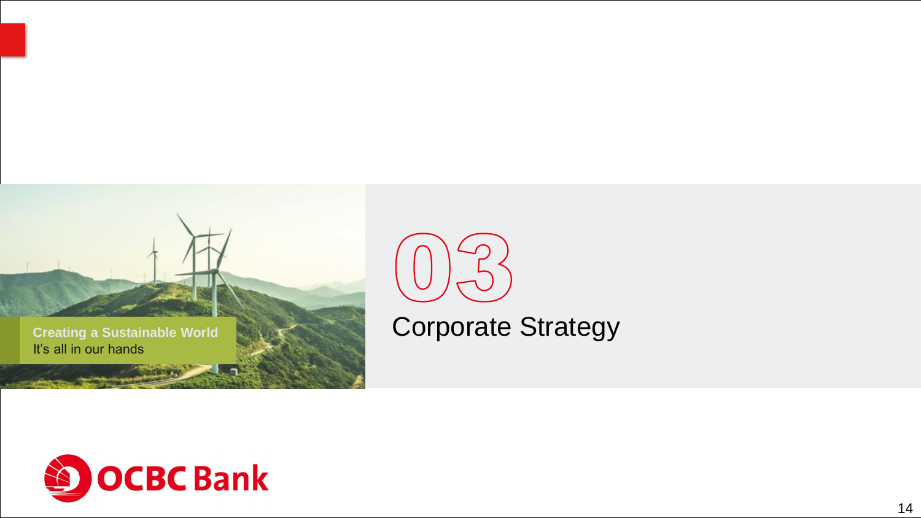**Creating a Sustainable World**
It's all in our hands

# 03 Corporate Strategy

OCBC Bank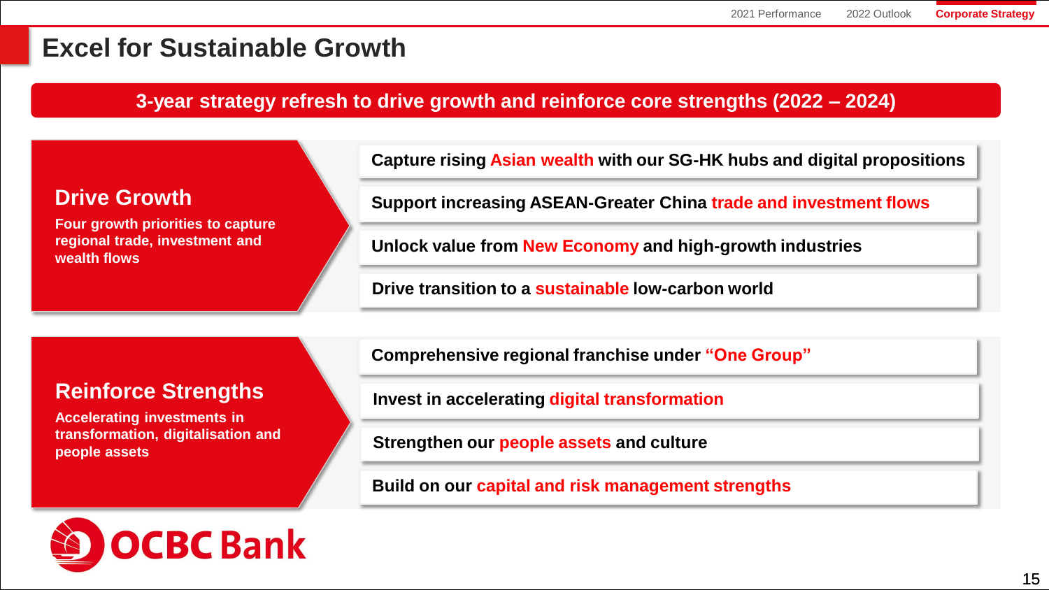# Excel for Sustainable Growth

**3-year strategy refresh to drive growth and reinforce core strengths (2022 – 2024)**

## Drive Growth

**Four growth priorities to capture regional trade, investment and wealth flows**

- Capture rising **Asian wealth** with our SG-HK hubs and digital propositions
- Support increasing ASEAN-Greater China **trade and investment flows**
- Unlock value from **New Economy** and high-growth industries
- Drive transition to a **sustainable** low-carbon world

## Reinforce Strengths

**Accelerating investments in transformation, digitalisation and people assets**

- Comprehensive regional franchise under **"One Group"**
- Invest in accelerating **digital transformation**
- Strengthen our **people assets** and culture
- Build on our **capital and risk management strengths**

OCBC Bank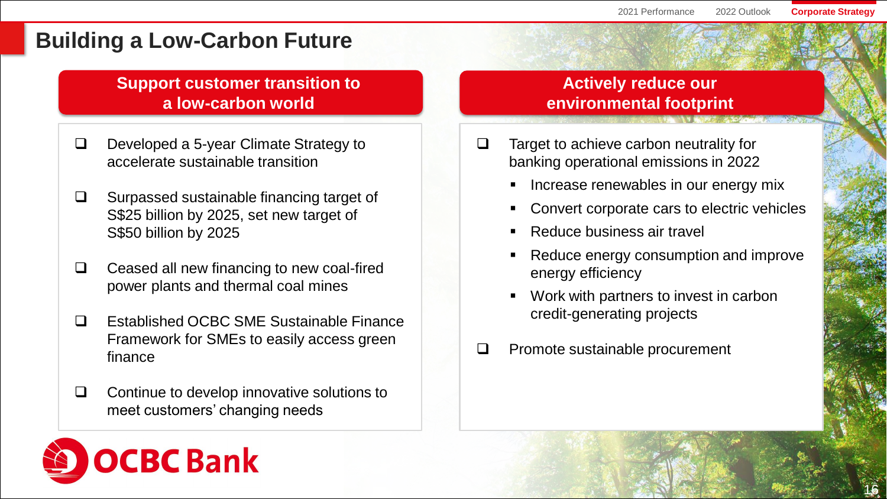# Building a Low-Carbon Future

## Support customer transition to a low-carbon world

- Developed a 5-year Climate Strategy to accelerate sustainable transition
- Surpassed sustainable financing target of S$25 billion by 2025, set new target of S$50 billion by 2025
- Ceased all new financing to new coal-fired power plants and thermal coal mines
- Established OCBC SME Sustainable Finance Framework for SMEs to easily access green finance
- Continue to develop innovative solutions to meet customers' changing needs

## Actively reduce our environmental footprint

- Target to achieve carbon neutrality for banking operational emissions in 2022
  - Increase renewables in our energy mix
  - Convert corporate cars to electric vehicles
  - Reduce business air travel
  - Reduce energy consumption and improve energy efficiency
  - Work with partners to invest in carbon credit-generating projects
- Promote sustainable procurement

OCBC Bank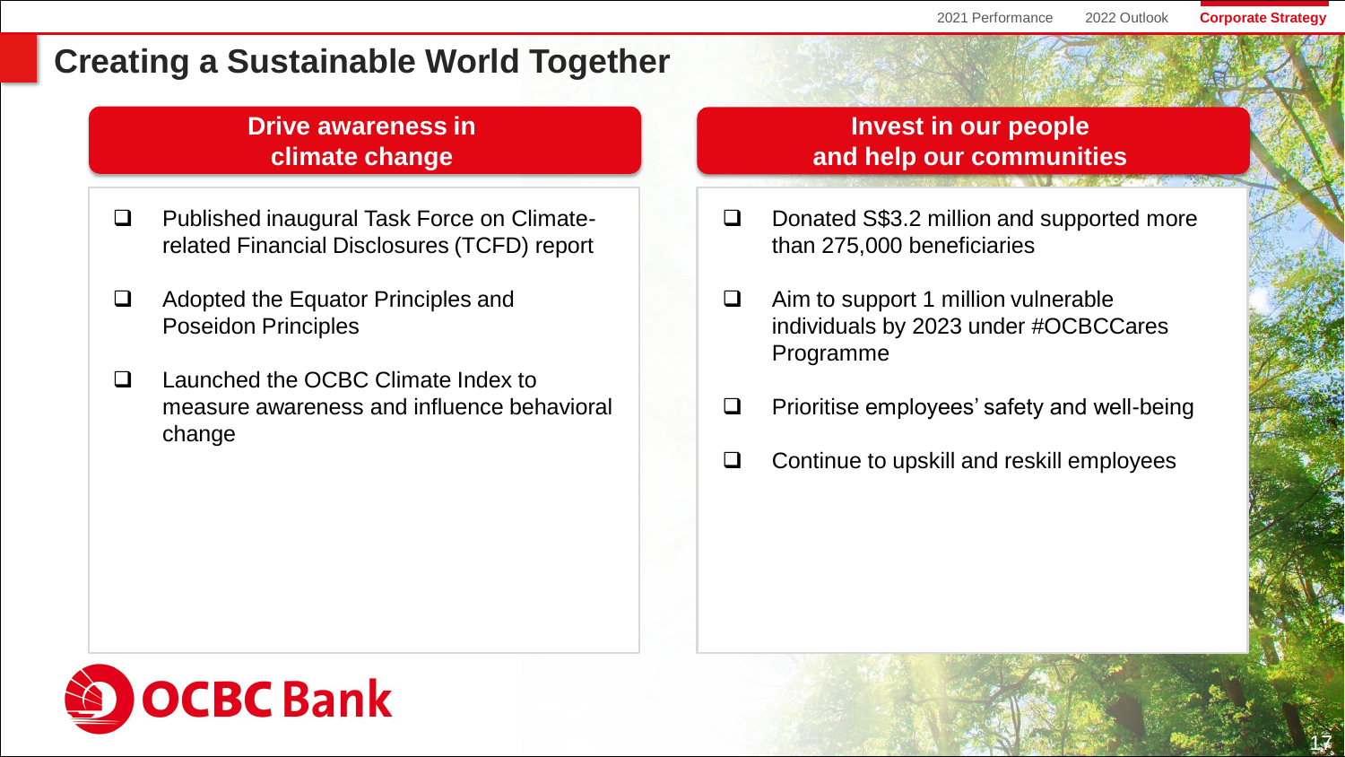# Creating a Sustainable World Together

## Drive awareness in climate change

- Published inaugural Task Force on Climate-related Financial Disclosures (TCFD) report
- Adopted the Equator Principles and Poseidon Principles
- Launched the OCBC Climate Index to measure awareness and influence behavioral change

## Invest in our people and help our communities

- Donated S$3.2 million and supported more than 275,000 beneficiaries
- Aim to support 1 million vulnerable individuals by 2023 under #OCBCCares Programme
- Prioritise employees' safety and well-being
- Continue to upskill and reskill employees

OCBC Bank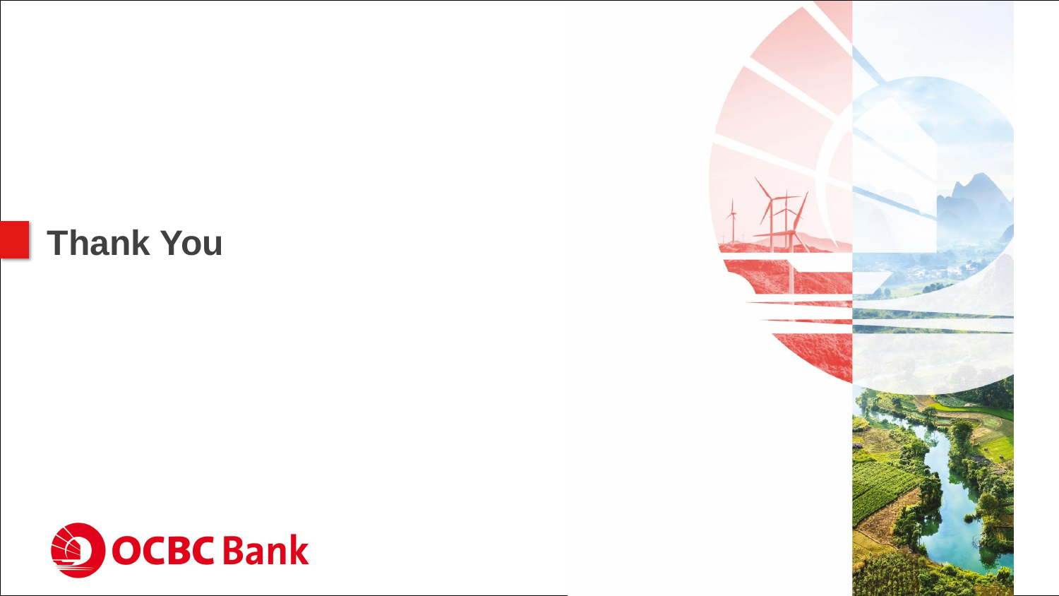# Thank You

OCBC Bank